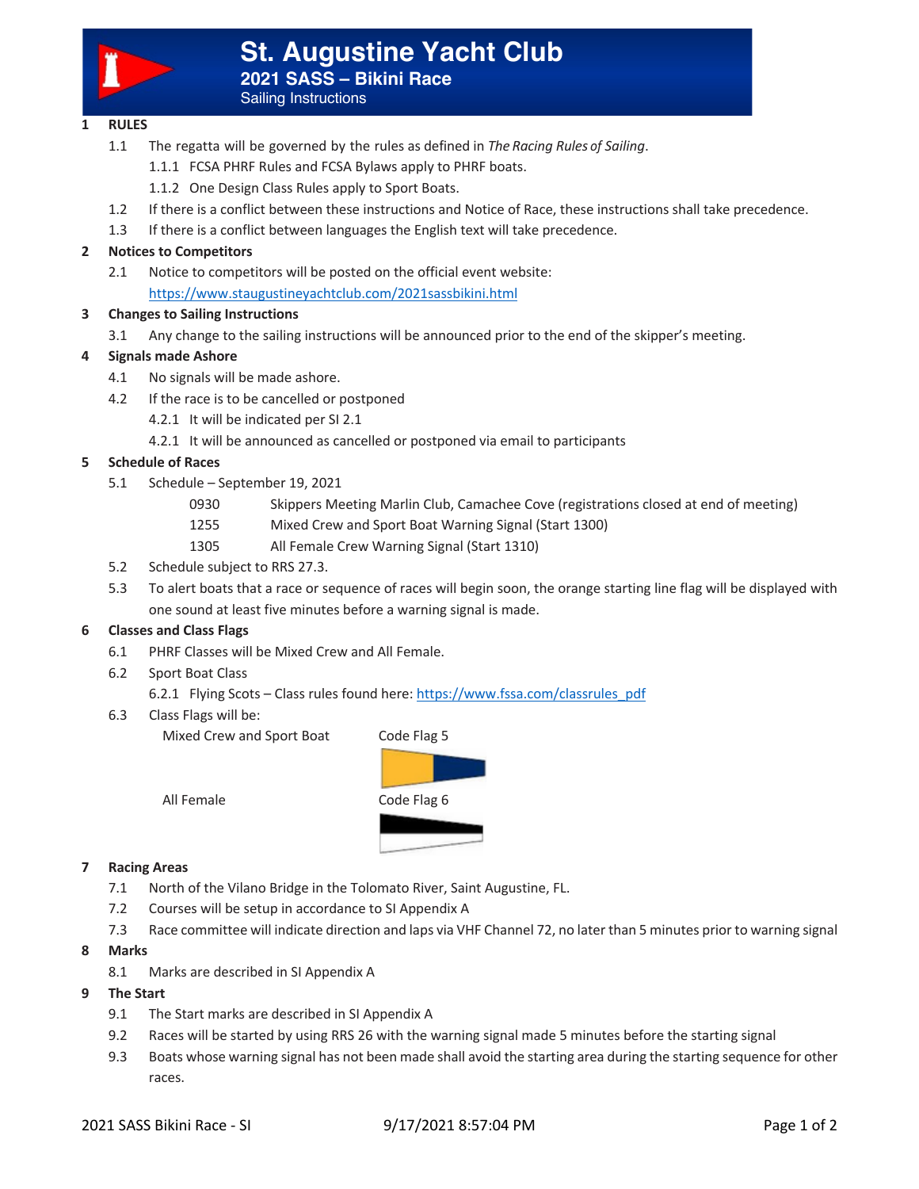# St. Augustine Yacht Club

## 2021 SASS – Bikini Race

Sailing Instructions

**1 RULES**

1.1 The regatta will be governed by the rules as defined in *The Racing Rules of Sailing*.

1.1.1 FCSA PHRF Rules and FCSA Bylaws apply to PHRF boats.

1.1.2 One Design Class Rules apply to Sport Boats.

1.2 If there is a conflict between these instructions and Notice of Race, these instructions shall take precedence.

1.3 If there is a conflict between languages the English text will take precedence.

**2 Notices to Competitors**

2.1 Notice to competitors will be posted on the official event website: https://www.staugustineyachtclub.com/2021sassbikini.html

**3 Changes to Sailing Instructions**

3.1 Any change to the sailing instructions will be announced prior to the end of the skipper's meeting.

**4 Signals made Ashore**

4.1 No signals will be made ashore.

4.2 If the race is to be cancelled or postponed

4.2.1 It will be indicated per SI 2.1

4.2.1 It will be announced as cancelled or postponed via email to participants

**5 Schedule of Races**

5.1 Schedule – September 19, 2021

| | |
|---|---|
| 0930 | Skippers Meeting Marlin Club, Camachee Cove (registrations closed at end of meeting) |
| 1255 | Mixed Crew and Sport Boat Warning Signal (Start 1300) |
| 1305 | All Female Crew Warning Signal (Start 1310) |

5.2 Schedule subject to RRS 27.3.

5.3 To alert boats that a race or sequence of races will begin soon, the orange starting line flag will be displayed with one sound at least five minutes before a warning signal is made.

**6 Classes and Class Flags**

6.1 PHRF Classes will be Mixed Crew and All Female.

6.2 Sport Boat Class

6.2.1 Flying Scots – Class rules found here: https://www.fssa.com/classrules_pdf

6.3 Class Flags will be:

| | |
|---|---|
| Mixed Crew and Sport Boat | Code Flag 5 |
| All Female | Code Flag 6 |

**7 Racing Areas**

7.1 North of the Vilano Bridge in the Tolomato River, Saint Augustine, FL.

7.2 Courses will be setup in accordance to SI Appendix A

7.3 Race committee will indicate direction and laps via VHF Channel 72, no later than 5 minutes prior to warning signal

**8 Marks**

8.1 Marks are described in SI Appendix A

**9 The Start**

9.1 The Start marks are described in SI Appendix A

9.2 Races will be started by using RRS 26 with the warning signal made 5 minutes before the starting signal

9.3 Boats whose warning signal has not been made shall avoid the starting area during the starting sequence for other races.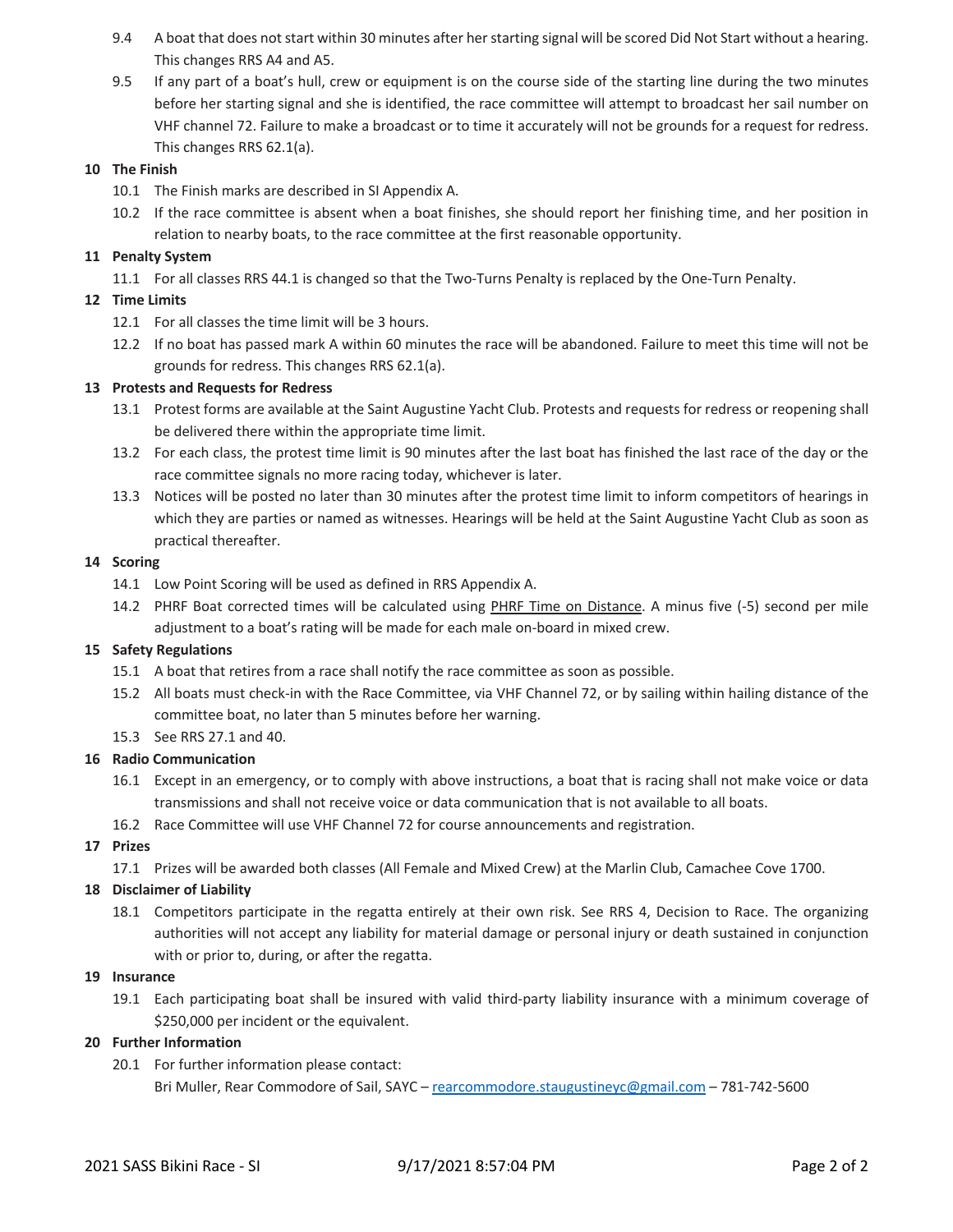9.4 A boat that does not start within 30 minutes after her starting signal will be scored Did Not Start without a hearing. This changes RRS A4 and A5.

9.5 If any part of a boat's hull, crew or equipment is on the course side of the starting line during the two minutes before her starting signal and she is identified, the race committee will attempt to broadcast her sail number on VHF channel 72. Failure to make a broadcast or to time it accurately will not be grounds for a request for redress. This changes RRS 62.1(a).

## 10 The Finish

10.1 The Finish marks are described in SI Appendix A.

10.2 If the race committee is absent when a boat finishes, she should report her finishing time, and her position in relation to nearby boats, to the race committee at the first reasonable opportunity.

## 11 Penalty System

11.1 For all classes RRS 44.1 is changed so that the Two-Turns Penalty is replaced by the One-Turn Penalty.

## 12 Time Limits

12.1 For all classes the time limit will be 3 hours.

12.2 If no boat has passed mark A within 60 minutes the race will be abandoned. Failure to meet this time will not be grounds for redress. This changes RRS 62.1(a).

## 13 Protests and Requests for Redress

13.1 Protest forms are available at the Saint Augustine Yacht Club. Protests and requests for redress or reopening shall be delivered there within the appropriate time limit.

13.2 For each class, the protest time limit is 90 minutes after the last boat has finished the last race of the day or the race committee signals no more racing today, whichever is later.

13.3 Notices will be posted no later than 30 minutes after the protest time limit to inform competitors of hearings in which they are parties or named as witnesses. Hearings will be held at the Saint Augustine Yacht Club as soon as practical thereafter.

## 14 Scoring

14.1 Low Point Scoring will be used as defined in RRS Appendix A.

14.2 PHRF Boat corrected times will be calculated using PHRF Time on Distance. A minus five (-5) second per mile adjustment to a boat's rating will be made for each male on-board in mixed crew.

## 15 Safety Regulations

15.1 A boat that retires from a race shall notify the race committee as soon as possible.

15.2 All boats must check-in with the Race Committee, via VHF Channel 72, or by sailing within hailing distance of the committee boat, no later than 5 minutes before her warning.

15.3 See RRS 27.1 and 40.

## 16 Radio Communication

16.1 Except in an emergency, or to comply with above instructions, a boat that is racing shall not make voice or data transmissions and shall not receive voice or data communication that is not available to all boats.

16.2 Race Committee will use VHF Channel 72 for course announcements and registration.

## 17 Prizes

17.1 Prizes will be awarded both classes (All Female and Mixed Crew) at the Marlin Club, Camachee Cove 1700.

## 18 Disclaimer of Liability

18.1 Competitors participate in the regatta entirely at their own risk. See RRS 4, Decision to Race. The organizing authorities will not accept any liability for material damage or personal injury or death sustained in conjunction with or prior to, during, or after the regatta.

## 19 Insurance

19.1 Each participating boat shall be insured with valid third-party liability insurance with a minimum coverage of $250,000 per incident or the equivalent.

## 20 Further Information

20.1 For further information please contact:
Bri Muller, Rear Commodore of Sail, SAYC – rearcommodore.staugustineyc@gmail.com – 781-742-5600